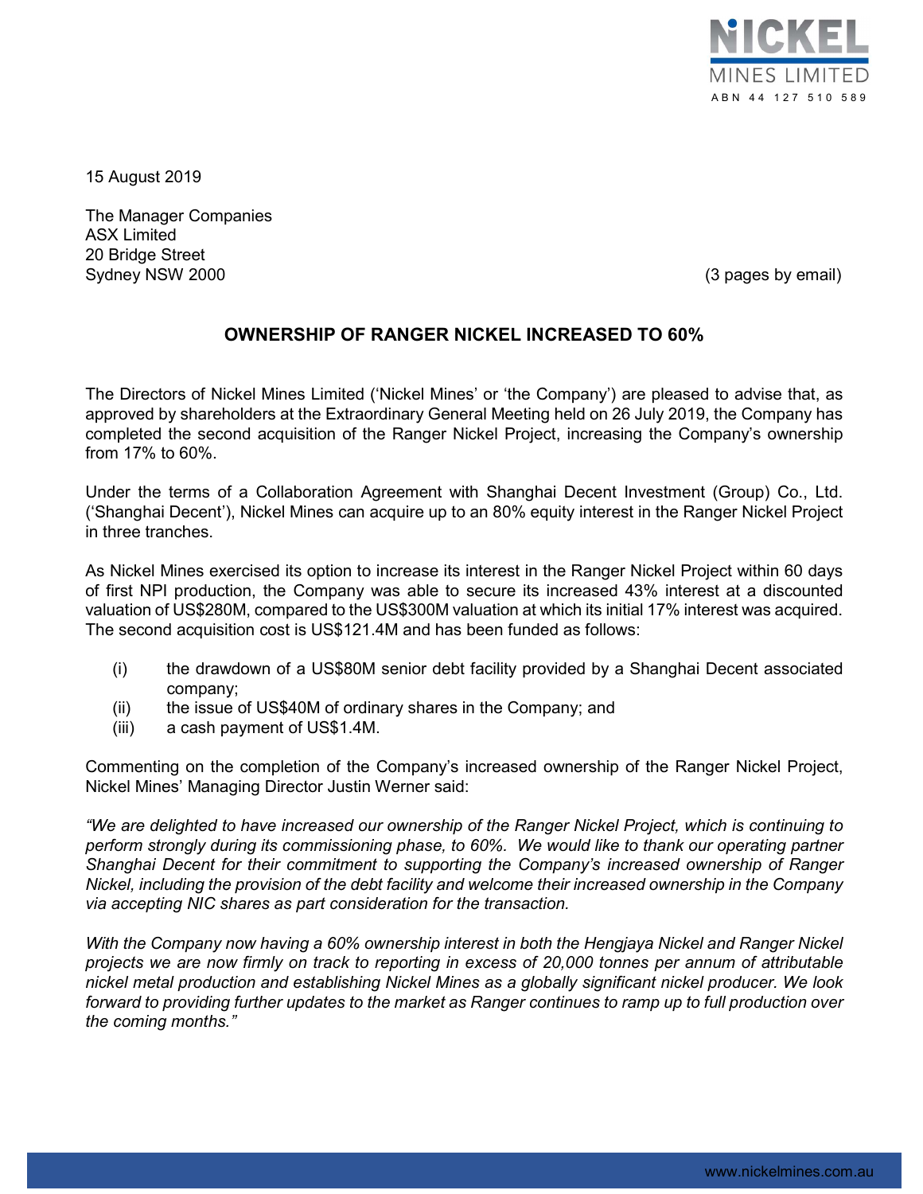NICKEL MINES LIMITED
ABN 44 127 510 589

15 August 2019

The Manager Companies
ASX Limited
20 Bridge Street
Sydney NSW 2000

(3 pages by email)

## OWNERSHIP OF RANGER NICKEL INCREASED TO 60%

The Directors of Nickel Mines Limited ('Nickel Mines' or 'the Company') are pleased to advise that, as approved by shareholders at the Extraordinary General Meeting held on 26 July 2019, the Company has completed the second acquisition of the Ranger Nickel Project, increasing the Company's ownership from 17% to 60%.

Under the terms of a Collaboration Agreement with Shanghai Decent Investment (Group) Co., Ltd. ('Shanghai Decent'), Nickel Mines can acquire up to an 80% equity interest in the Ranger Nickel Project in three tranches.

As Nickel Mines exercised its option to increase its interest in the Ranger Nickel Project within 60 days of first NPI production, the Company was able to secure its increased 43% interest at a discounted valuation of US$280M, compared to the US$300M valuation at which its initial 17% interest was acquired. The second acquisition cost is US$121.4M and has been funded as follows:

- (i) the drawdown of a US$80M senior debt facility provided by a Shanghai Decent associated company;
- (ii) the issue of US$40M of ordinary shares in the Company; and
- (iii) a cash payment of US$1.4M.

Commenting on the completion of the Company's increased ownership of the Ranger Nickel Project, Nickel Mines' Managing Director Justin Werner said:

*"We are delighted to have increased our ownership of the Ranger Nickel Project, which is continuing to perform strongly during its commissioning phase, to 60%. We would like to thank our operating partner Shanghai Decent for their commitment to supporting the Company's increased ownership of Ranger Nickel, including the provision of the debt facility and welcome their increased ownership in the Company via accepting NIC shares as part consideration for the transaction.*

*With the Company now having a 60% ownership interest in both the Hengjaya Nickel and Ranger Nickel projects we are now firmly on track to reporting in excess of 20,000 tonnes per annum of attributable nickel metal production and establishing Nickel Mines as a globally significant nickel producer. We look forward to providing further updates to the market as Ranger continues to ramp up to full production over the coming months."*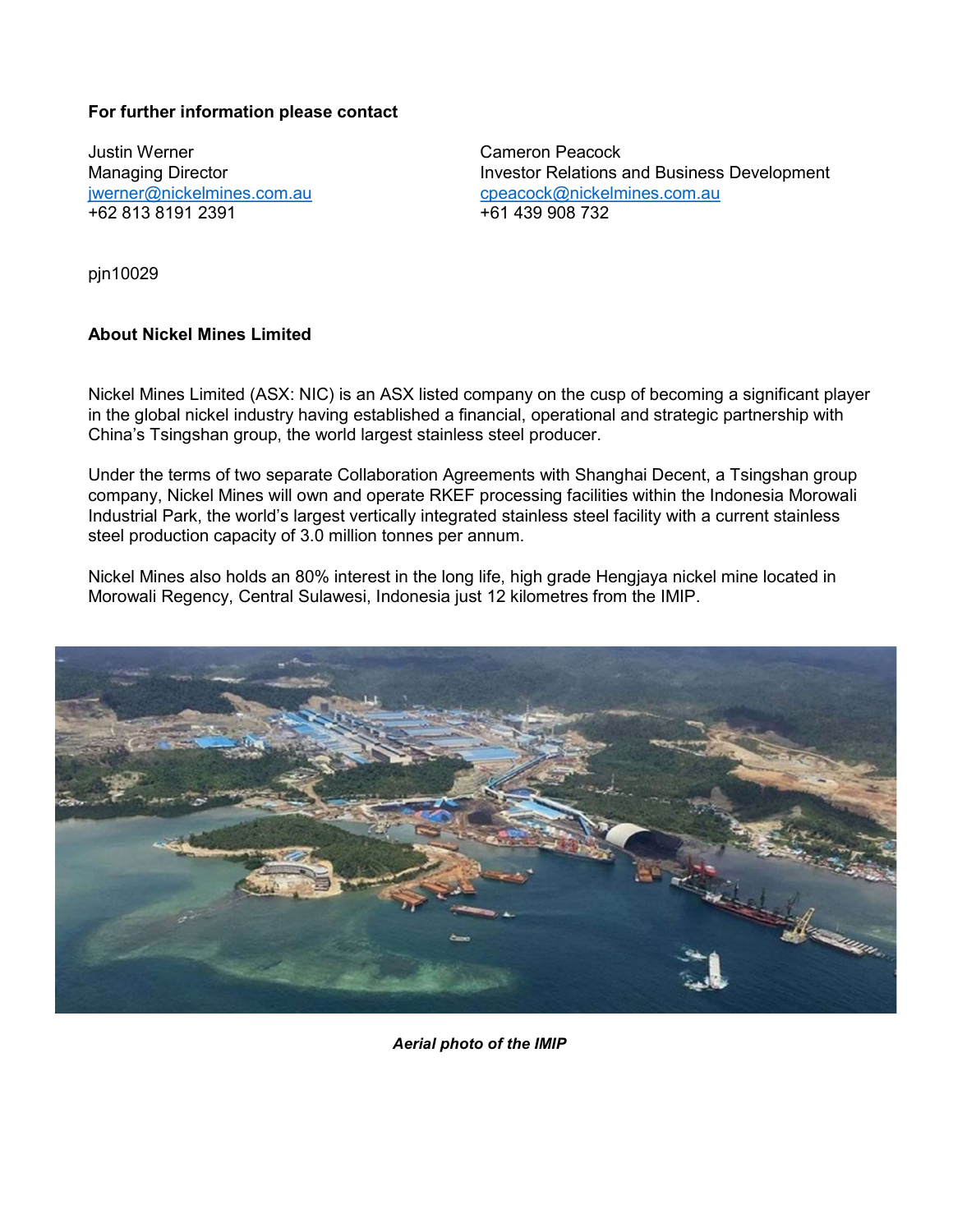**For further information please contact**

Justin Werner
Managing Director
jwerner@nickelmines.com.au
+62 813 8191 2391

Cameron Peacock
Investor Relations and Business Development
cpeacock@nickelmines.com.au
+61 439 908 732

pjn10029

**About Nickel Mines Limited**

Nickel Mines Limited (ASX: NIC) is an ASX listed company on the cusp of becoming a significant player in the global nickel industry having established a financial, operational and strategic partnership with China's Tsingshan group, the world largest stainless steel producer.

Under the terms of two separate Collaboration Agreements with Shanghai Decent, a Tsingshan group company, Nickel Mines will own and operate RKEF processing facilities within the Indonesia Morowali Industrial Park, the world's largest vertically integrated stainless steel facility with a current stainless steel production capacity of 3.0 million tonnes per annum.

Nickel Mines also holds an 80% interest in the long life, high grade Hengjaya nickel mine located in Morowali Regency, Central Sulawesi, Indonesia just 12 kilometres from the IMIP.

***Aerial photo of the IMIP***